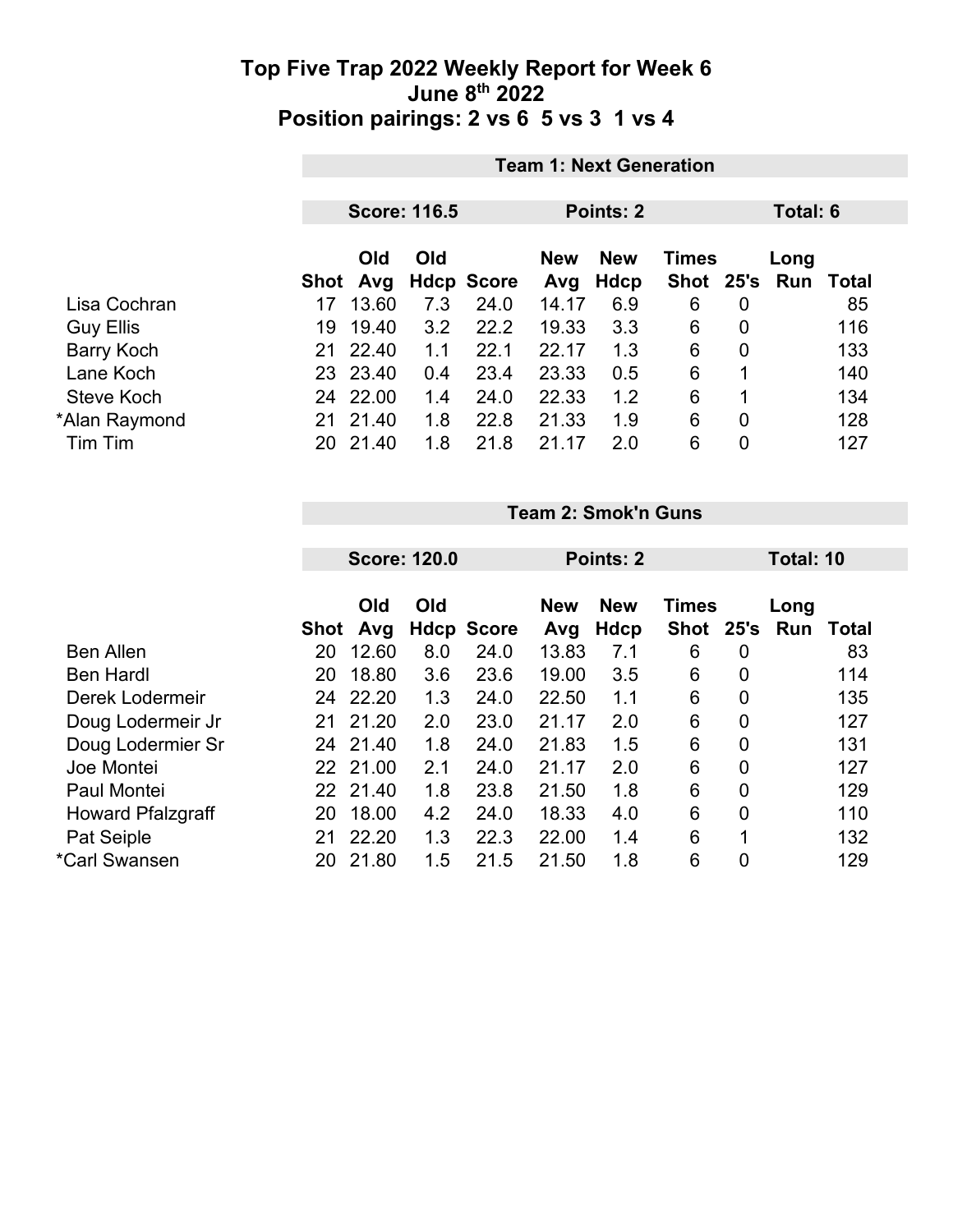# Top Five Trap 2022 Weekly Report for Week 6
## June 8th 2022
## Position pairings: 2 vs 6  5 vs 3  1 vs 4

### Team 1: Next Generation

**Score: 116.5** | **Points: 2** | **Total: 6**

| | Shot | Old Avg | Old Hdcp | Score | New Avg | New Hdcp | Times Shot | 25's | Long Run | Total |
|---|---|---|---|---|---|---|---|---|---|---|
| Lisa Cochran | 17 | 13.60 | 7.3 | 24.0 | 14.17 | 6.9 | 6 | 0 | | 85 |
| Guy Ellis | 19 | 19.40 | 3.2 | 22.2 | 19.33 | 3.3 | 6 | 0 | | 116 |
| Barry Koch | 21 | 22.40 | 1.1 | 22.1 | 22.17 | 1.3 | 6 | 0 | | 133 |
| Lane Koch | 23 | 23.40 | 0.4 | 23.4 | 23.33 | 0.5 | 6 | 1 | | 140 |
| Steve Koch | 24 | 22.00 | 1.4 | 24.0 | 22.33 | 1.2 | 6 | 1 | | 134 |
| *Alan Raymond | 21 | 21.40 | 1.8 | 22.8 | 21.33 | 1.9 | 6 | 0 | | 128 |
| Tim Tim | 20 | 21.40 | 1.8 | 21.8 | 21.17 | 2.0 | 6 | 0 | | 127 |

### Team 2: Smok'n Guns

**Score: 120.0** | **Points: 2** | **Total: 10**

| | Shot | Old Avg | Old Hdcp | Score | New Avg | New Hdcp | Times Shot | 25's | Long Run | Total |
|---|---|---|---|---|---|---|---|---|---|---|
| Ben Allen | 20 | 12.60 | 8.0 | 24.0 | 13.83 | 7.1 | 6 | 0 | | 83 |
| Ben Hardl | 20 | 18.80 | 3.6 | 23.6 | 19.00 | 3.5 | 6 | 0 | | 114 |
| Derek Lodermeir | 24 | 22.20 | 1.3 | 24.0 | 22.50 | 1.1 | 6 | 0 | | 135 |
| Doug Lodermeir Jr | 21 | 21.20 | 2.0 | 23.0 | 21.17 | 2.0 | 6 | 0 | | 127 |
| Doug Lodermier Sr | 24 | 21.40 | 1.8 | 24.0 | 21.83 | 1.5 | 6 | 0 | | 131 |
| Joe Montei | 22 | 21.00 | 2.1 | 24.0 | 21.17 | 2.0 | 6 | 0 | | 127 |
| Paul Montei | 22 | 21.40 | 1.8 | 23.8 | 21.50 | 1.8 | 6 | 0 | | 129 |
| Howard Pfalzgraff | 20 | 18.00 | 4.2 | 24.0 | 18.33 | 4.0 | 6 | 0 | | 110 |
| Pat Seiple | 21 | 22.20 | 1.3 | 22.3 | 22.00 | 1.4 | 6 | 1 | | 132 |
| *Carl Swansen | 20 | 21.80 | 1.5 | 21.5 | 21.50 | 1.8 | 6 | 0 | | 129 |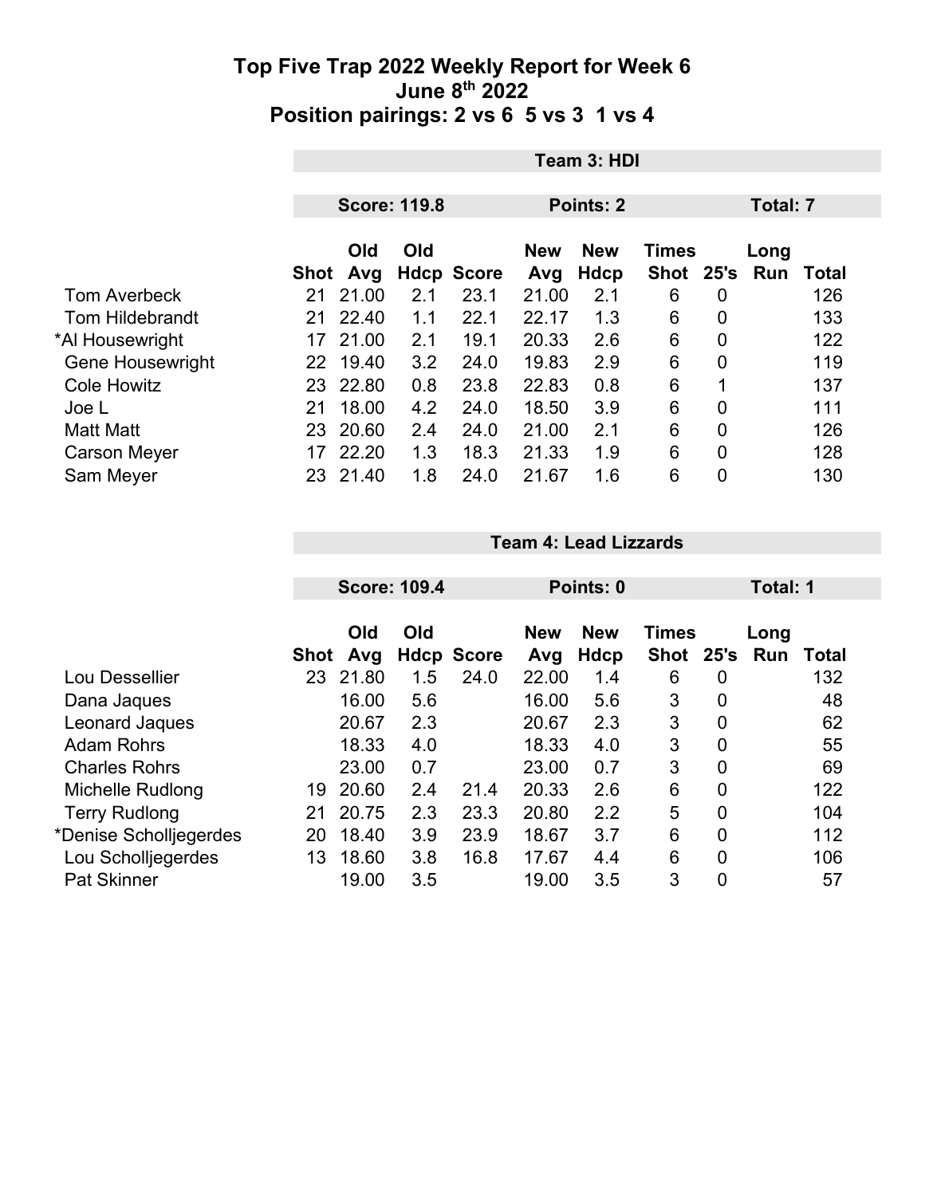# Top Five Trap 2022 Weekly Report for Week 6
## June 8th 2022
## Position pairings: 2 vs 6 5 vs 3 1 vs 4

**Team 3: HDI**

**Score: 119.8** | **Points: 2** | **Total: 7**

| | Shot | Old Avg | Old Hdcp | Score | New Avg | New Hdcp | Times Shot | 25's | Long Run | Total |
|---|---|---|---|---|---|---|---|---|---|---|
| Tom Averbeck | 21 | 21.00 | 2.1 | 23.1 | 21.00 | 2.1 | 6 | 0 | | 126 |
| Tom Hildebrandt | 21 | 22.40 | 1.1 | 22.1 | 22.17 | 1.3 | 6 | 0 | | 133 |
| *Al Housewright | 17 | 21.00 | 2.1 | 19.1 | 20.33 | 2.6 | 6 | 0 | | 122 |
| Gene Housewright | 22 | 19.40 | 3.2 | 24.0 | 19.83 | 2.9 | 6 | 0 | | 119 |
| Cole Howitz | 23 | 22.80 | 0.8 | 23.8 | 22.83 | 0.8 | 6 | 1 | | 137 |
| Joe L | 21 | 18.00 | 4.2 | 24.0 | 18.50 | 3.9 | 6 | 0 | | 111 |
| Matt Matt | 23 | 20.60 | 2.4 | 24.0 | 21.00 | 2.1 | 6 | 0 | | 126 |
| Carson Meyer | 17 | 22.20 | 1.3 | 18.3 | 21.33 | 1.9 | 6 | 0 | | 128 |
| Sam Meyer | 23 | 21.40 | 1.8 | 24.0 | 21.67 | 1.6 | 6 | 0 | | 130 |

**Team 4: Lead Lizzards**

**Score: 109.4** | **Points: 0** | **Total: 1**

| | Shot | Old Avg | Old Hdcp | Score | New Avg | New Hdcp | Times Shot | 25's | Long Run | Total |
|---|---|---|---|---|---|---|---|---|---|---|
| Lou Dessellier | 23 | 21.80 | 1.5 | 24.0 | 22.00 | 1.4 | 6 | 0 | | 132 |
| Dana Jaques | | 16.00 | 5.6 | | 16.00 | 5.6 | 3 | 0 | | 48 |
| Leonard Jaques | | 20.67 | 2.3 | | 20.67 | 2.3 | 3 | 0 | | 62 |
| Adam Rohrs | | 18.33 | 4.0 | | 18.33 | 4.0 | 3 | 0 | | 55 |
| Charles Rohrs | | 23.00 | 0.7 | | 23.00 | 0.7 | 3 | 0 | | 69 |
| Michelle Rudlong | 19 | 20.60 | 2.4 | 21.4 | 20.33 | 2.6 | 6 | 0 | | 122 |
| Terry Rudlong | 21 | 20.75 | 2.3 | 23.3 | 20.80 | 2.2 | 5 | 0 | | 104 |
| *Denise Scholljegerdes | 20 | 18.40 | 3.9 | 23.9 | 18.67 | 3.7 | 6 | 0 | | 112 |
| Lou Scholljegerdes | 13 | 18.60 | 3.8 | 16.8 | 17.67 | 4.4 | 6 | 0 | | 106 |
| Pat Skinner | | 19.00 | 3.5 | | 19.00 | 3.5 | 3 | 0 | | 57 |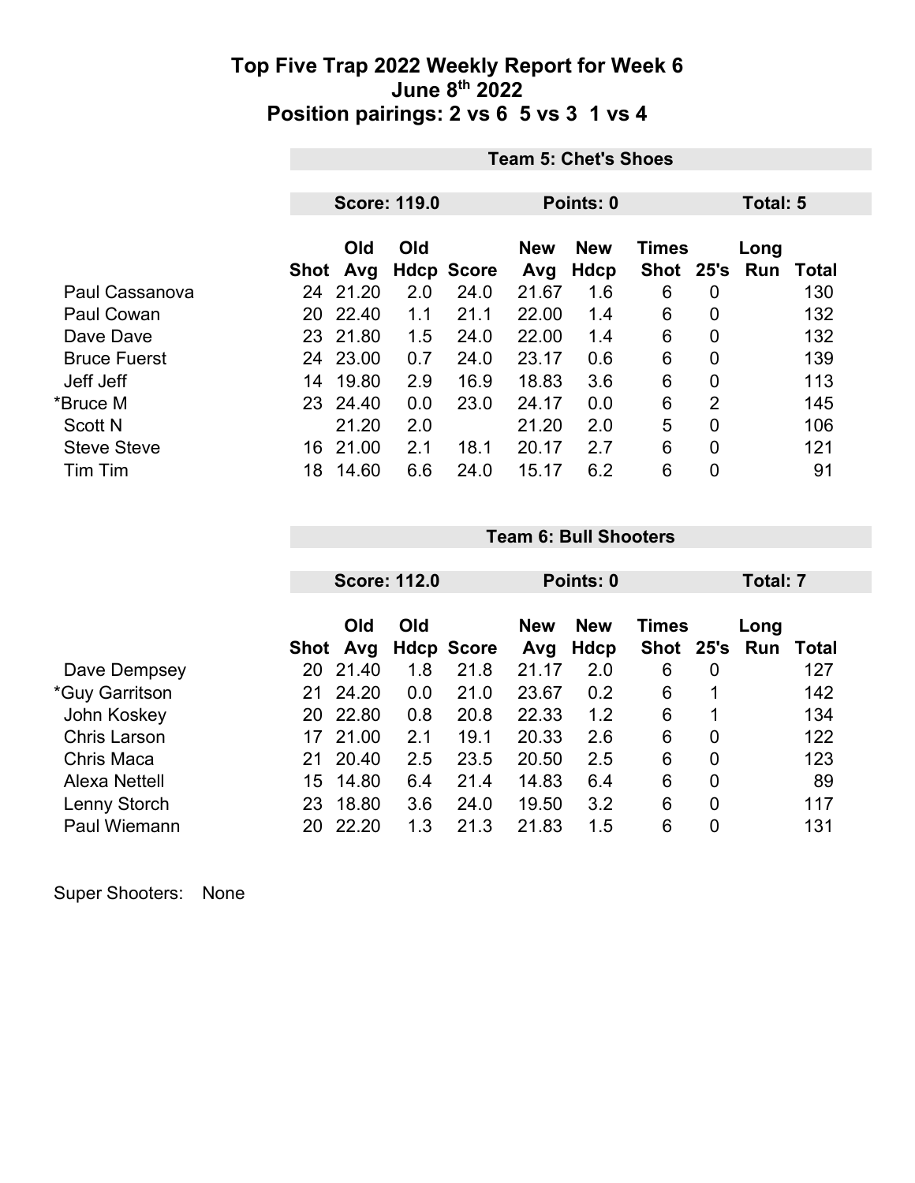# Top Five Trap 2022 Weekly Report for Week 6
## June 8th 2022
## Position pairings: 2 vs 6  5 vs 3  1 vs 4

**Team 5: Chet's Shoes**

**Score: 119.0** | **Points: 0** | **Total: 5**

| | Shot | Old Avg | Old Hdcp | Score | New Avg | New Hdcp | Times Shot | 25's | Long Run | Total |
|---|---|---|---|---|---|---|---|---|---|---|
| Paul Cassanova | 24 | 21.20 | 2.0 | 24.0 | 21.67 | 1.6 | 6 | 0 | | 130 |
| Paul Cowan | 20 | 22.40 | 1.1 | 21.1 | 22.00 | 1.4 | 6 | 0 | | 132 |
| Dave Dave | 23 | 21.80 | 1.5 | 24.0 | 22.00 | 1.4 | 6 | 0 | | 132 |
| Bruce Fuerst | 24 | 23.00 | 0.7 | 24.0 | 23.17 | 0.6 | 6 | 0 | | 139 |
| Jeff Jeff | 14 | 19.80 | 2.9 | 16.9 | 18.83 | 3.6 | 6 | 0 | | 113 |
| *Bruce M | 23 | 24.40 | 0.0 | 23.0 | 24.17 | 0.0 | 6 | 2 | | 145 |
| Scott N | | 21.20 | 2.0 | | 21.20 | 2.0 | 5 | 0 | | 106 |
| Steve Steve | 16 | 21.00 | 2.1 | 18.1 | 20.17 | 2.7 | 6 | 0 | | 121 |
| Tim Tim | 18 | 14.60 | 6.6 | 24.0 | 15.17 | 6.2 | 6 | 0 | | 91 |

**Team 6: Bull Shooters**

**Score: 112.0** | **Points: 0** | **Total: 7**

| | Shot | Old Avg | Old Hdcp | Score | New Avg | New Hdcp | Times Shot | 25's | Long Run | Total |
|---|---|---|---|---|---|---|---|---|---|---|
| Dave Dempsey | 20 | 21.40 | 1.8 | 21.8 | 21.17 | 2.0 | 6 | 0 | | 127 |
| *Guy Garritson | 21 | 24.20 | 0.0 | 21.0 | 23.67 | 0.2 | 6 | 1 | | 142 |
| John Koskey | 20 | 22.80 | 0.8 | 20.8 | 22.33 | 1.2 | 6 | 1 | | 134 |
| Chris Larson | 17 | 21.00 | 2.1 | 19.1 | 20.33 | 2.6 | 6 | 0 | | 122 |
| Chris Maca | 21 | 20.40 | 2.5 | 23.5 | 20.50 | 2.5 | 6 | 0 | | 123 |
| Alexa Nettell | 15 | 14.80 | 6.4 | 21.4 | 14.83 | 6.4 | 6 | 0 | | 89 |
| Lenny Storch | 23 | 18.80 | 3.6 | 24.0 | 19.50 | 3.2 | 6 | 0 | | 117 |
| Paul Wiemann | 20 | 22.20 | 1.3 | 21.3 | 21.83 | 1.5 | 6 | 0 | | 131 |

Super Shooters: None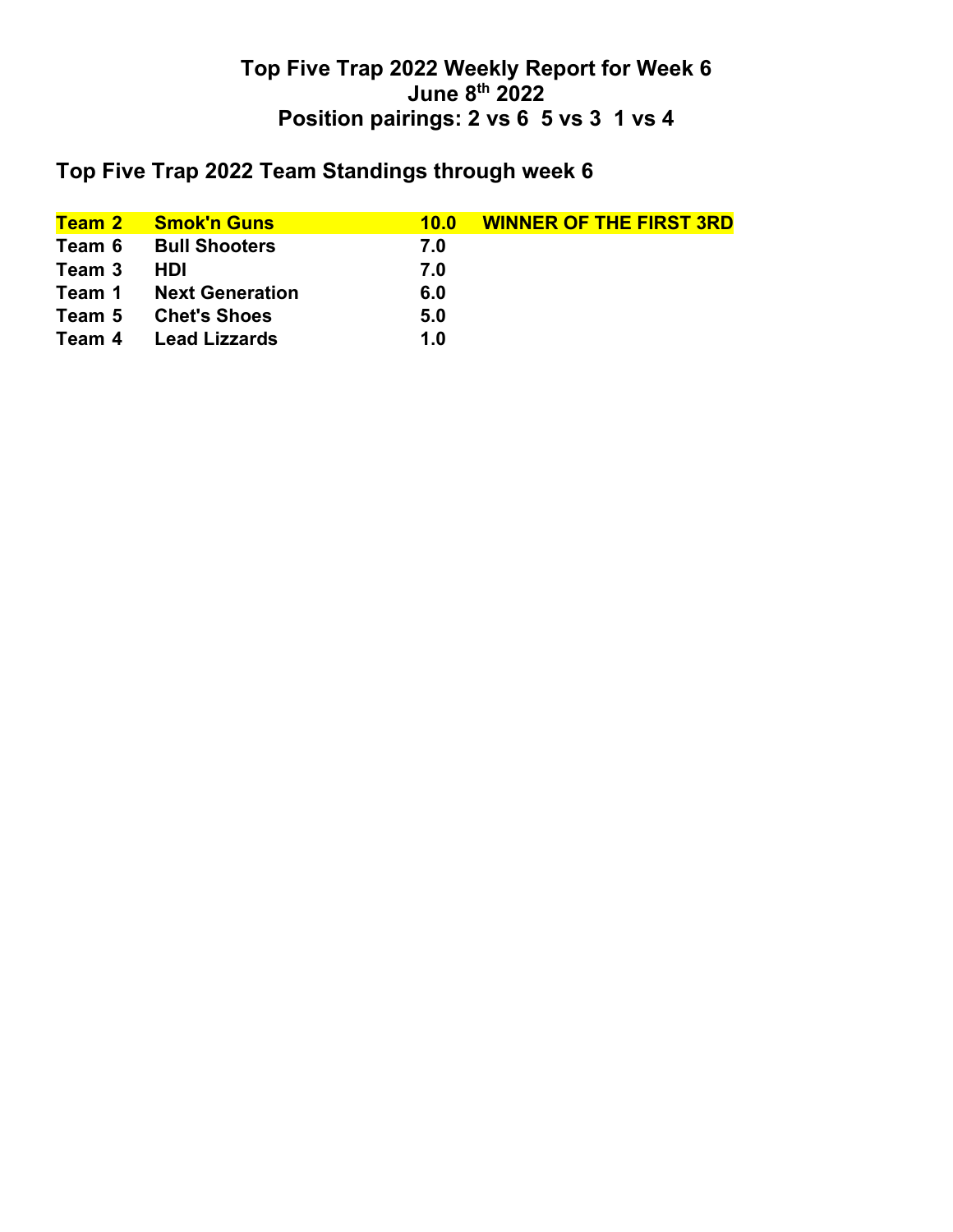# Top Five Trap 2022 Weekly Report for Week 6
# June 8th 2022
# Position pairings: 2 vs 6  5 vs 3  1 vs 4

## Top Five Trap 2022 Team Standings through week 6

| | | | |
|---|---|---|---|
| **Team 2** | **Smok'n Guns** | **10.0** | **WINNER OF THE FIRST 3RD** |
| **Team 6** | **Bull Shooters** | **7.0** | |
| **Team 3** | **HDI** | **7.0** | |
| **Team 1** | **Next Generation** | **6.0** | |
| **Team 5** | **Chet's Shoes** | **5.0** | |
| **Team 4** | **Lead Lizzards** | **1.0** | |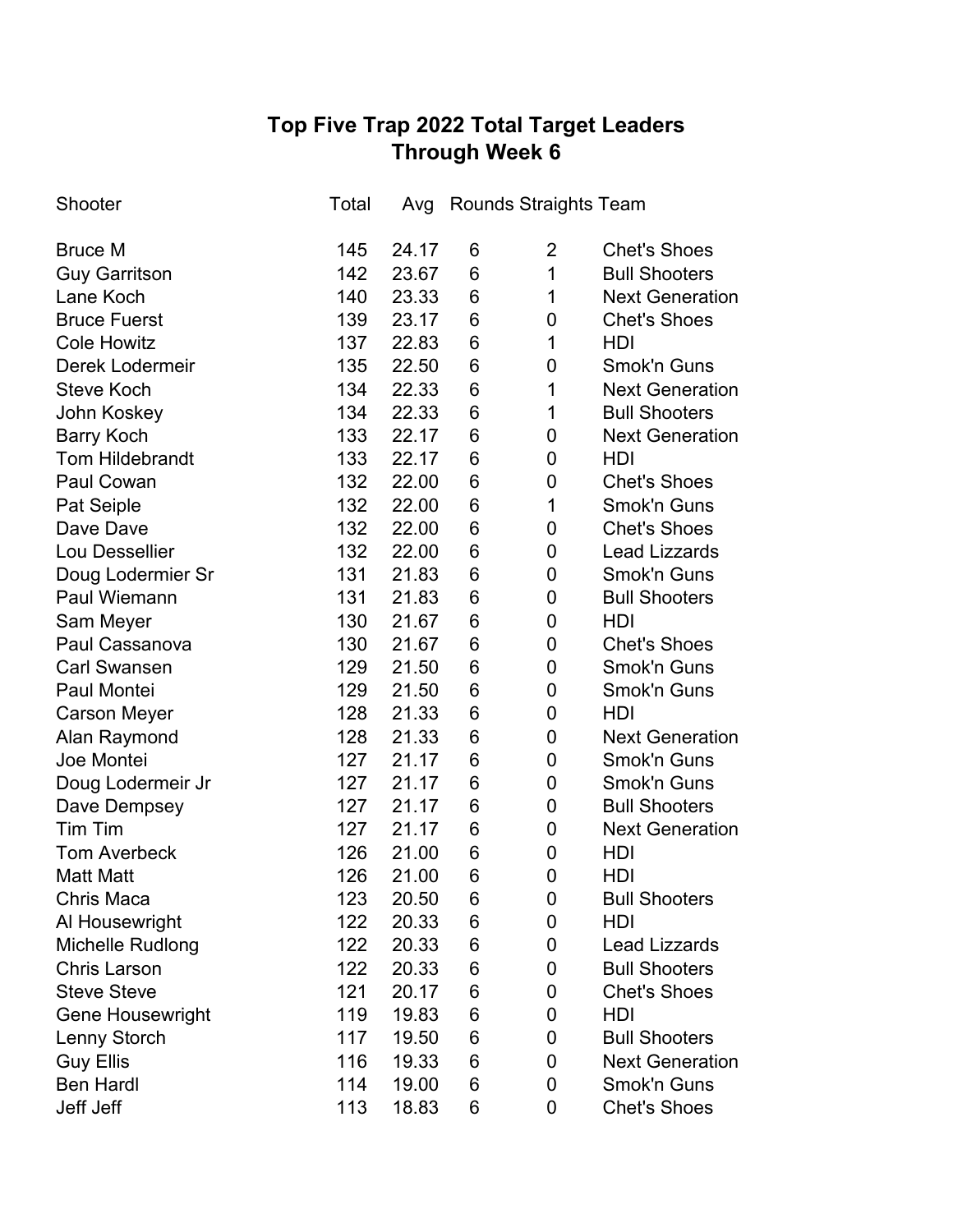# Top Five Trap 2022 Total Target Leaders
## Through Week 6

| Shooter | Total | Avg | Rounds | Straights | Team |
|---|---|---|---|---|---|
| Bruce M | 145 | 24.17 | 6 | 2 | Chet's Shoes |
| Guy Garritson | 142 | 23.67 | 6 | 1 | Bull Shooters |
| Lane Koch | 140 | 23.33 | 6 | 1 | Next Generation |
| Bruce Fuerst | 139 | 23.17 | 6 | 0 | Chet's Shoes |
| Cole Howitz | 137 | 22.83 | 6 | 1 | HDI |
| Derek Lodermeir | 135 | 22.50 | 6 | 0 | Smok'n Guns |
| Steve Koch | 134 | 22.33 | 6 | 1 | Next Generation |
| John Koskey | 134 | 22.33 | 6 | 1 | Bull Shooters |
| Barry Koch | 133 | 22.17 | 6 | 0 | Next Generation |
| Tom Hildebrandt | 133 | 22.17 | 6 | 0 | HDI |
| Paul Cowan | 132 | 22.00 | 6 | 0 | Chet's Shoes |
| Pat Seiple | 132 | 22.00 | 6 | 1 | Smok'n Guns |
| Dave Dave | 132 | 22.00 | 6 | 0 | Chet's Shoes |
| Lou Dessellier | 132 | 22.00 | 6 | 0 | Lead Lizzards |
| Doug Lodermier Sr | 131 | 21.83 | 6 | 0 | Smok'n Guns |
| Paul Wiemann | 131 | 21.83 | 6 | 0 | Bull Shooters |
| Sam Meyer | 130 | 21.67 | 6 | 0 | HDI |
| Paul Cassanova | 130 | 21.67 | 6 | 0 | Chet's Shoes |
| Carl Swansen | 129 | 21.50 | 6 | 0 | Smok'n Guns |
| Paul Montei | 129 | 21.50 | 6 | 0 | Smok'n Guns |
| Carson Meyer | 128 | 21.33 | 6 | 0 | HDI |
| Alan Raymond | 128 | 21.33 | 6 | 0 | Next Generation |
| Joe Montei | 127 | 21.17 | 6 | 0 | Smok'n Guns |
| Doug Lodermeir Jr | 127 | 21.17 | 6 | 0 | Smok'n Guns |
| Dave Dempsey | 127 | 21.17 | 6 | 0 | Bull Shooters |
| Tim Tim | 127 | 21.17 | 6 | 0 | Next Generation |
| Tom Averbeck | 126 | 21.00 | 6 | 0 | HDI |
| Matt Matt | 126 | 21.00 | 6 | 0 | HDI |
| Chris Maca | 123 | 20.50 | 6 | 0 | Bull Shooters |
| Al Housewright | 122 | 20.33 | 6 | 0 | HDI |
| Michelle Rudlong | 122 | 20.33 | 6 | 0 | Lead Lizzards |
| Chris Larson | 122 | 20.33 | 6 | 0 | Bull Shooters |
| Steve Steve | 121 | 20.17 | 6 | 0 | Chet's Shoes |
| Gene Housewright | 119 | 19.83 | 6 | 0 | HDI |
| Lenny Storch | 117 | 19.50 | 6 | 0 | Bull Shooters |
| Guy Ellis | 116 | 19.33 | 6 | 0 | Next Generation |
| Ben Hardl | 114 | 19.00 | 6 | 0 | Smok'n Guns |
| Jeff Jeff | 113 | 18.83 | 6 | 0 | Chet's Shoes |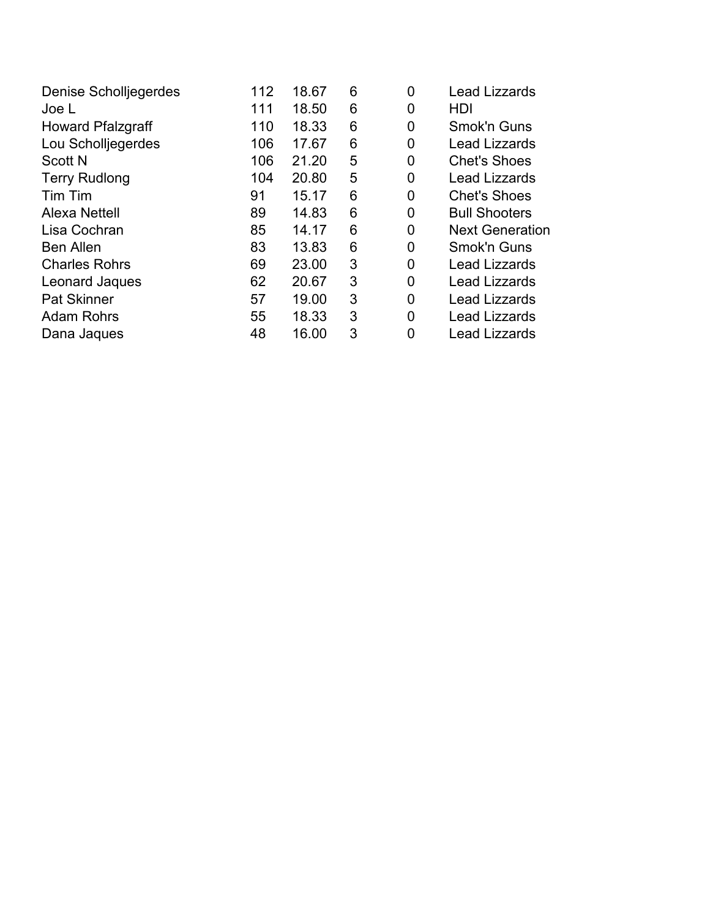| | | | | | |
|---|---|---|---|---|---|
| Denise Scholljegerdes | 112 | 18.67 | 6 | 0 | Lead Lizzards |
| Joe L | 111 | 18.50 | 6 | 0 | HDI |
| Howard Pfalzgraff | 110 | 18.33 | 6 | 0 | Smok'n Guns |
| Lou Scholljegerdes | 106 | 17.67 | 6 | 0 | Lead Lizzards |
| Scott N | 106 | 21.20 | 5 | 0 | Chet's Shoes |
| Terry Rudlong | 104 | 20.80 | 5 | 0 | Lead Lizzards |
| Tim Tim | 91 | 15.17 | 6 | 0 | Chet's Shoes |
| Alexa Nettell | 89 | 14.83 | 6 | 0 | Bull Shooters |
| Lisa Cochran | 85 | 14.17 | 6 | 0 | Next Generation |
| Ben Allen | 83 | 13.83 | 6 | 0 | Smok'n Guns |
| Charles Rohrs | 69 | 23.00 | 3 | 0 | Lead Lizzards |
| Leonard Jaques | 62 | 20.67 | 3 | 0 | Lead Lizzards |
| Pat Skinner | 57 | 19.00 | 3 | 0 | Lead Lizzards |
| Adam Rohrs | 55 | 18.33 | 3 | 0 | Lead Lizzards |
| Dana Jaques | 48 | 16.00 | 3 | 0 | Lead Lizzards |